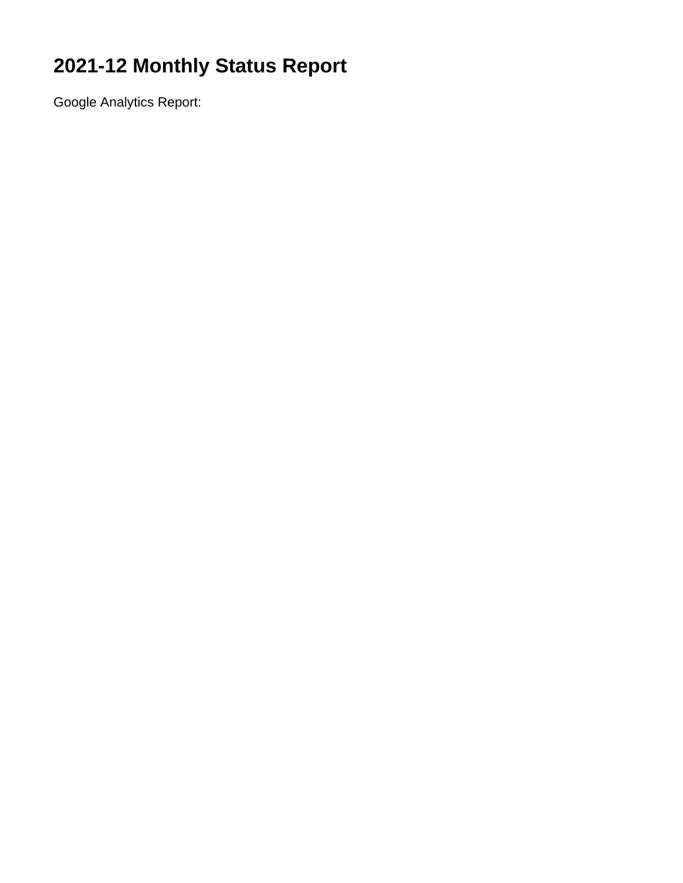# 2021-12 Monthly Status Report

Google Analytics Report: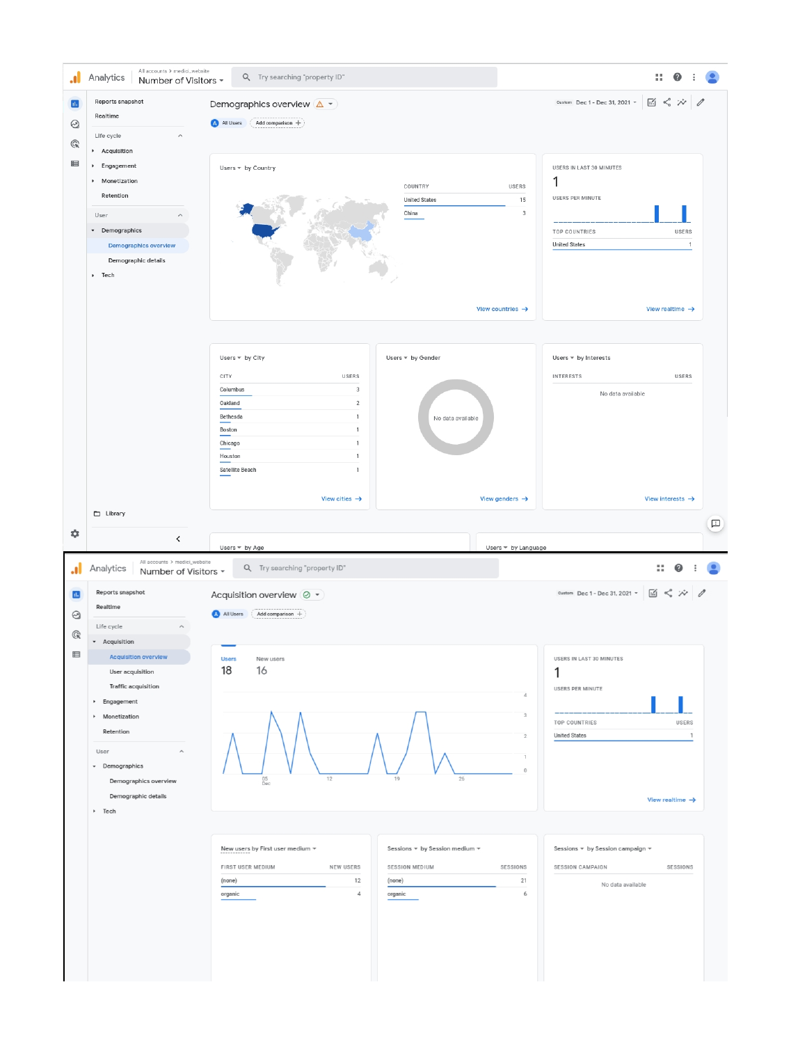Analytics

All accounts > medici_website

Number of Visitors

Try searching "property ID"

- Reports snapshot
- Realtime

Life cycle

- Acquisition
- Engagement
- Monetization
- Retention

User

- Demographics
  - Demographics overview
  - Demographic details
- Tech

Library

## Demographics overview

All Users | Add comparison

Custom Dec 1 - Dec 31, 2021

**Users by Country**

| COUNTRY | USERS |
|---|---|
| United States | 15 |
| China | 3 |

View countries →

**USERS IN LAST 30 MINUTES**

1

USERS PER MINUTE

| TOP COUNTRIES | USERS |
|---|---|
| United States | 1 |

View realtime →

**Users by City**

| CITY | USERS |
|---|---|
| Columbus | 3 |
| Oakland | 2 |
| Bethesda | 1 |
| Boston | 1 |
| Chicago | 1 |
| Houston | 1 |
| Satellite Beach | 1 |

View cities →

**Users by Gender**

No data available

View genders →

**Users by Interests**

| INTERESTS | USERS |
|---|---|

No data available

View interests →

Users by Age

Users by Language

---

Analytics

All accounts > medici_website

Number of Visitors

Try searching "property ID"

- Reports snapshot
- Realtime

Life cycle

- Acquisition
  - Acquisition overview
  - User acquisition
  - Traffic acquisition
- Engagement
- Monetization
- Retention

User

- Demographics
  - Demographics overview
  - Demographic details
- Tech

## Acquisition overview

All Users | Add comparison

Custom Dec 1 - Dec 31, 2021

| Users | New users |
|---|---|
| 18 | 16 |

**USERS IN LAST 30 MINUTES**

1

USERS PER MINUTE

| TOP COUNTRIES | USERS |
|---|---|
| United States | 1 |

View realtime →

**New users by First user medium**

| FIRST USER MEDIUM | NEW USERS |
|---|---|
| (none) | 12 |
| organic | 4 |

**Sessions by Session medium**

| SESSION MEDIUM | SESSIONS |
|---|---|
| (none) | 21 |
| organic | 6 |

**Sessions by Session campaign**

| SESSION CAMPAIGN | SESSIONS |
|---|---|

No data available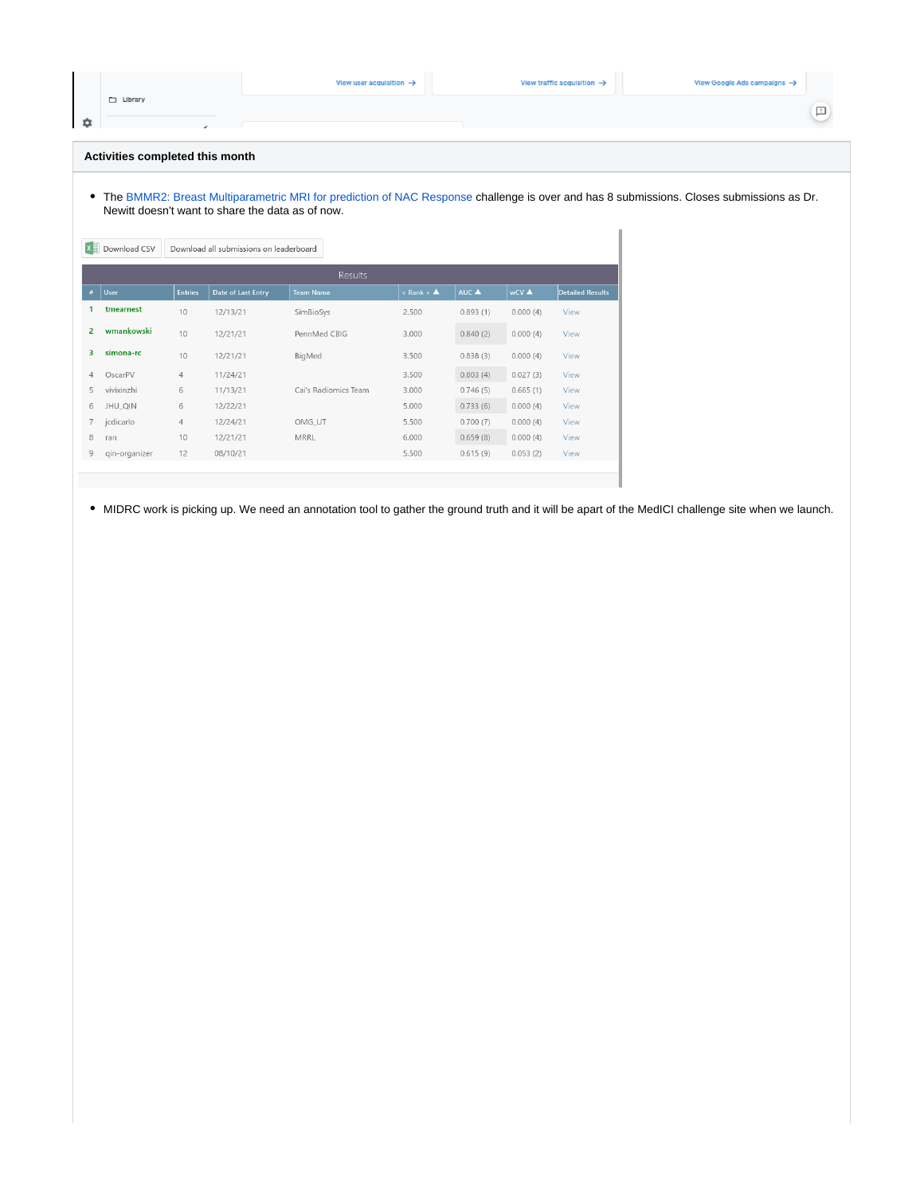View user acquisition → View traffic acquisition → View Google Ads campaigns →

Library

## Activities completed this month

- The BMMR2: Breast Multiparametric MRI for prediction of NAC Response challenge is over and has 8 submissions. Closes submissions as Dr. Newitt doesn't want to share the data as of now.

Download CSV | Download all submissions on leaderboard

| # | User | Entries | Date of Last Entry | Team Name | < Rank > ▲ | AUC ▲ | wCV ▲ | Detailed Results |
|---|---|---|---|---|---|---|---|---|
| 1 | tmearnest | 10 | 12/13/21 | SimBioSys | 2.500 | 0.893 (1) | 0.000 (4) | View |
| 2 | wmankowski | 10 | 12/21/21 | PennMed CBIG | 3.000 | 0.840 (2) | 0.000 (4) | View |
| 3 | simona-rc | 10 | 12/21/21 | BigMed | 3.500 | 0.838 (3) | 0.000 (4) | View |
| 4 | OscarPV | 4 | 11/24/21 | | 3.500 | 0.803 (4) | 0.027 (3) | View |
| 5 | vivixinzhi | 6 | 11/13/21 | Cai's Radiomics Team | 3.000 | 0.746 (5) | 0.665 (1) | View |
| 6 | JHU_QIN | 6 | 12/22/21 | | 5.000 | 0.733 (6) | 0.000 (4) | View |
| 7 | jcdicarlo | 4 | 12/24/21 | OMG_UT | 5.500 | 0.700 (7) | 0.000 (4) | View |
| 8 | ran | 10 | 12/21/21 | MRRL | 6.000 | 0.659 (8) | 0.000 (4) | View |
| 9 | qin-organizer | 12 | 08/10/21 | | 5.500 | 0.615 (9) | 0.053 (2) | View |

- MIDRC work is picking up. We need an annotation tool to gather the ground truth and it will be apart of the MedICI challenge site when we launch.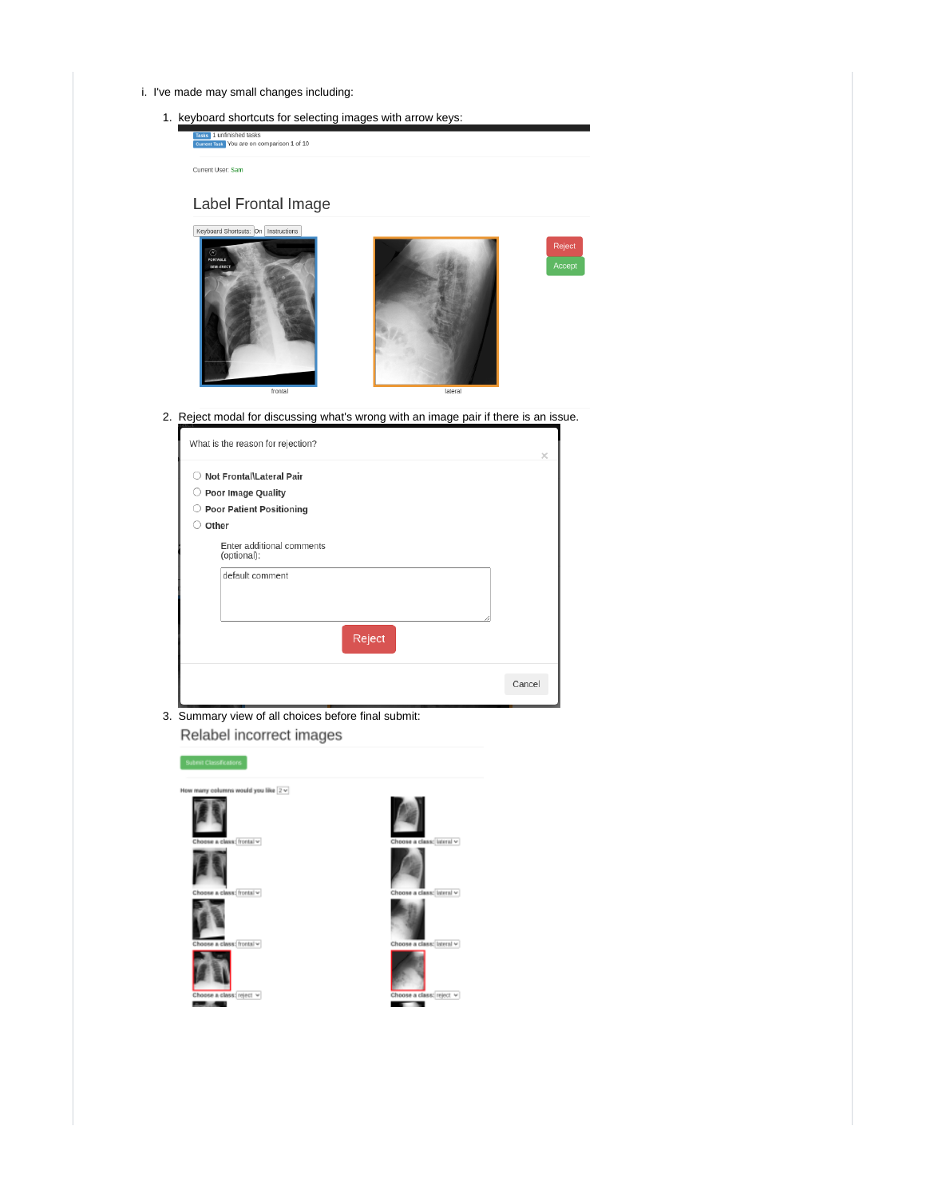i. I've made may small changes including:

1. keyboard shortcuts for selecting images with arrow keys:

Tasks 1 unfinished tasks
Current Task You are on comparison 1 of 10

Current User: Sam

Label Frontal Image

Keyboard Shortcuts: On Instructions

Reject
Accept

frontal
lateral

2. Reject modal for discussing what's wrong with an image pair if there is an issue.

What is the reason for rejection?

- Not Frontal\Lateral Pair
- Poor Image Quality
- Poor Patient Positioning
- Other

Enter additional comments (optional):

default comment

Reject

Cancel

3. Summary view of all choices before final submit:

Relabel incorrect images

Submit Classifications

How many columns would you like 2

Choose a class: frontal
Choose a class: lateral
Choose a class: frontal
Choose a class: lateral
Choose a class: frontal
Choose a class: lateral
Choose a class: reject
Choose a class: reject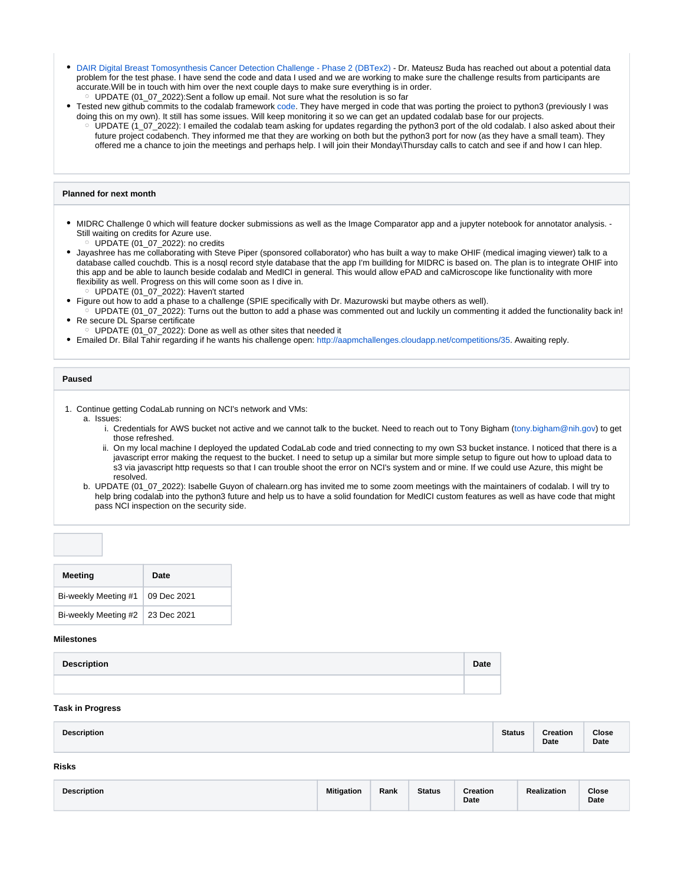- DAIR Digital Breast Tomosynthesis Cancer Detection Challenge - Phase 2 (DBTex2) - Dr. Mateusz Buda has reached out about a potential data problem for the test phase. I have send the code and data I used and we are working to make sure the challenge results from participants are accurate.Will be in touch with him over the next couple days to make sure everything is in order.
  - UPDATE (01_07_2022):Sent a follow up email. Not sure what the resolution is so far
- Tested new github commits to the codalab framework code. They have merged in code that was porting the project to python3 (previously I was doing this on my own). It still has some issues. Will keep monitoring it so we can get an updated codalab base for our projects.
  - UPDATE (1_07_2022): I emailed the codalab team asking for updates regarding the python3 port of the old codalab. I also asked about their future project codabench. They informed me that they are working on both but the python3 port for now (as they have a small team). They offered me a chance to join the meetings and perhaps help. I will join their Monday\Thursday calls to catch and see if and how I can hlep.

**Planned for next month**

- MIDRC Challenge 0 which will feature docker submissions as well as the Image Comparator app and a jupyter notebook for annotator analysis. - Still waiting on credits for Azure use.
  - UPDATE (01_07_2022): no credits
- Jayashree has me collaborating with Steve Piper (sponsored collaborator) who has built a way to make OHIF (medical imaging viewer) talk to a database called couchdb. This is a nosql record style database that the app I'm buillding for MIDRC is based on. The plan is to integrate OHIF into this app and be able to launch beside codalab and MedICI in general. This would allow ePAD and caMicroscope like functionality with more flexibility as well. Progress on this will come soon as I dive in.
  - UPDATE (01_07_2022): Haven't started
- Figure out how to add a phase to a challenge (SPIE specifically with Dr. Mazurowski but maybe others as well).
  - UPDATE (01_07_2022): Turns out the button to add a phase was commented out and luckily un commenting it added the functionality back in!
- Re secure DL Sparse certificate
  - UPDATE (01_07_2022): Done as well as other sites that needed it
- Emailed Dr. Bilal Tahir regarding if he wants his challenge open: http://aapmchallenges.cloudapp.net/competitions/35. Awaiting reply.

**Paused**

1. Continue getting CodaLab running on NCI's network and VMs:
   a. Issues:
      i. Credentials for AWS bucket not active and we cannot talk to the bucket. Need to reach out to Tony Bigham (tony.bigham@nih.gov) to get those refreshed.
      ii. On my local machine I deployed the updated CodaLab code and tried connecting to my own S3 bucket instance. I noticed that there is a javascript error making the request to the bucket. I need to setup up a similar but more simple setup to figure out how to upload data to s3 via javascript http requests so that I can trouble shoot the error on NCI's system and or mine. If we could use Azure, this might be resolved.
   b. UPDATE (01_07_2022): Isabelle Guyon of chalearn.org has invited me to some zoom meetings with the maintainers of codalab. I will try to help bring codalab into the python3 future and help us to have a solid foundation for MedICI custom features as well as have code that might pass NCI inspection on the security side.

| Meeting | Date |
|---|---|
| Bi-weekly Meeting #1 | 09 Dec 2021 |
| Bi-weekly Meeting #2 | 23 Dec 2021 |

**Milestones**

| Description | Date |
|---|---|
| | |

**Task in Progress**

| Description | Status | Creation Date | Close Date |
|---|---|---|---|

**Risks**

| Description | Mitigation | Rank | Status | Creation Date | Realization | Close Date |
|---|---|---|---|---|---|---|